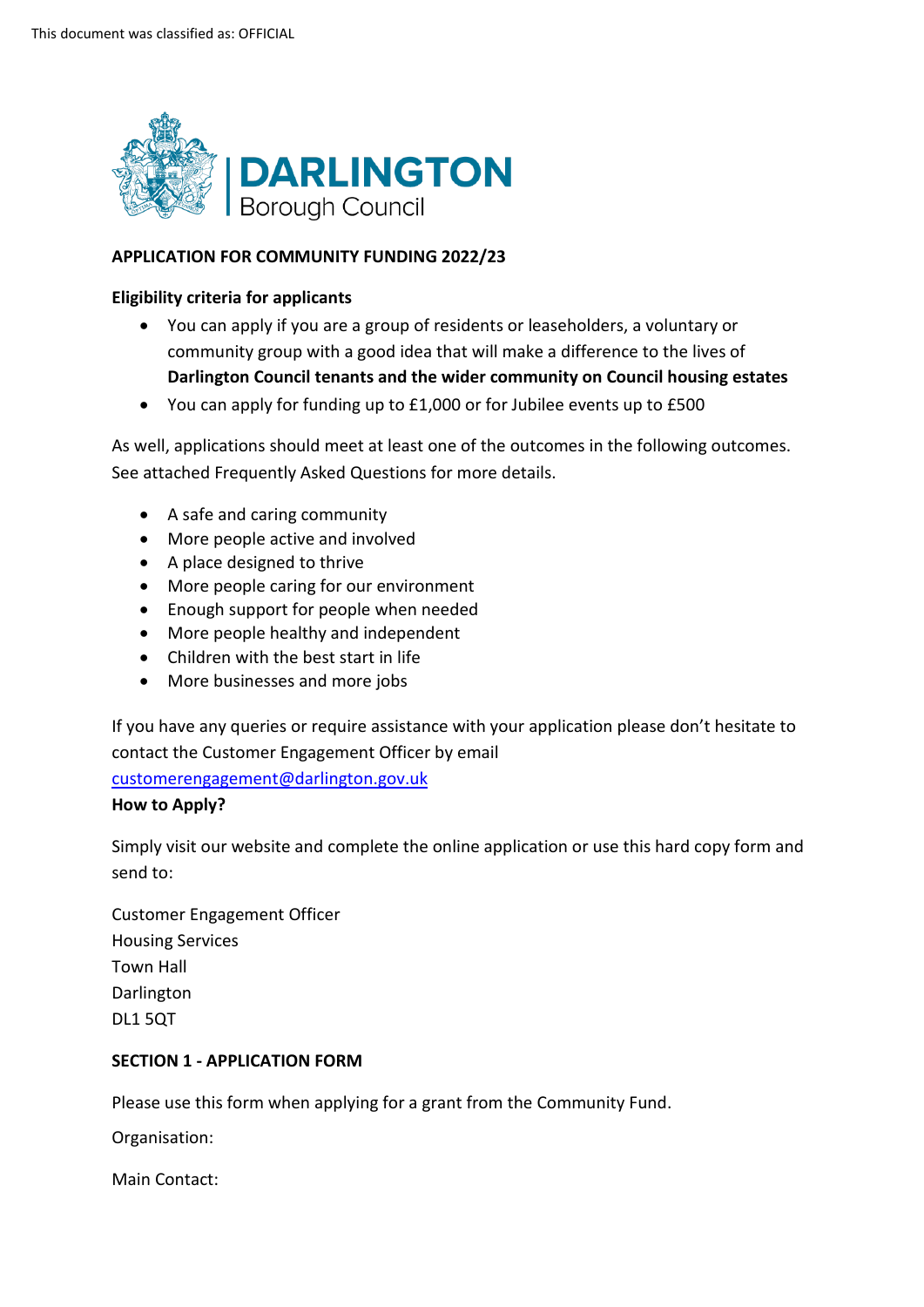This document was classified as: OFFICIAL

**DARLINGTON**
Borough Council

## APPLICATION FOR COMMUNITY FUNDING 2022/23

### Eligibility criteria for applicants

- You can apply if you are a group of residents or leaseholders, a voluntary or community group with a good idea that will make a difference to the lives of **Darlington Council tenants and the wider community on Council housing estates**
- You can apply for funding up to £1,000 or for Jubilee events up to £500

As well, applications should meet at least one of the outcomes in the following outcomes. See attached Frequently Asked Questions for more details.

- A safe and caring community
- More people active and involved
- A place designed to thrive
- More people caring for our environment
- Enough support for people when needed
- More people healthy and independent
- Children with the best start in life
- More businesses and more jobs

If you have any queries or require assistance with your application please don't hesitate to contact the Customer Engagement Officer by email customerengagement@darlington.gov.uk

### How to Apply?

Simply visit our website and complete the online application or use this hard copy form and send to:

Customer Engagement Officer
Housing Services
Town Hall
Darlington
DL1 5QT

### SECTION 1 - APPLICATION FORM

Please use this form when applying for a grant from the Community Fund.

Organisation:

Main Contact: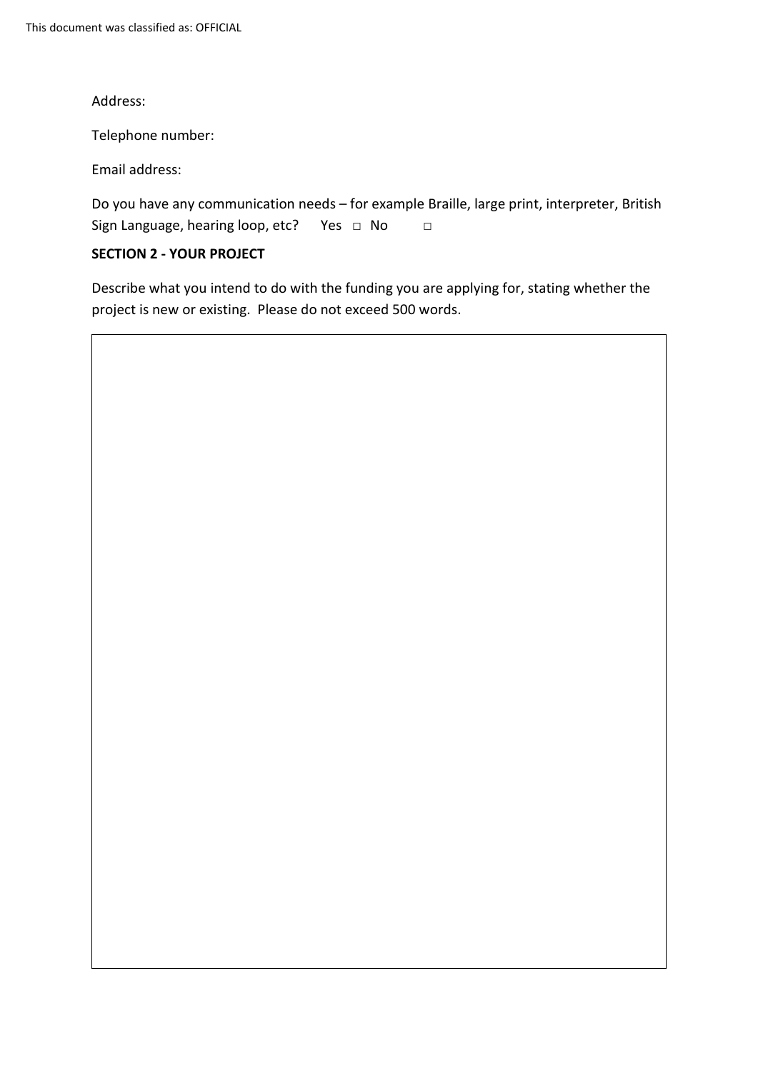Address:

Telephone number:

Email address:

Do you have any communication needs – for example Braille, large print, interpreter, British Sign Language, hearing loop, etc? Yes □ No □

**SECTION 2 - YOUR PROJECT**

Describe what you intend to do with the funding you are applying for, stating whether the project is new or existing. Please do not exceed 500 words.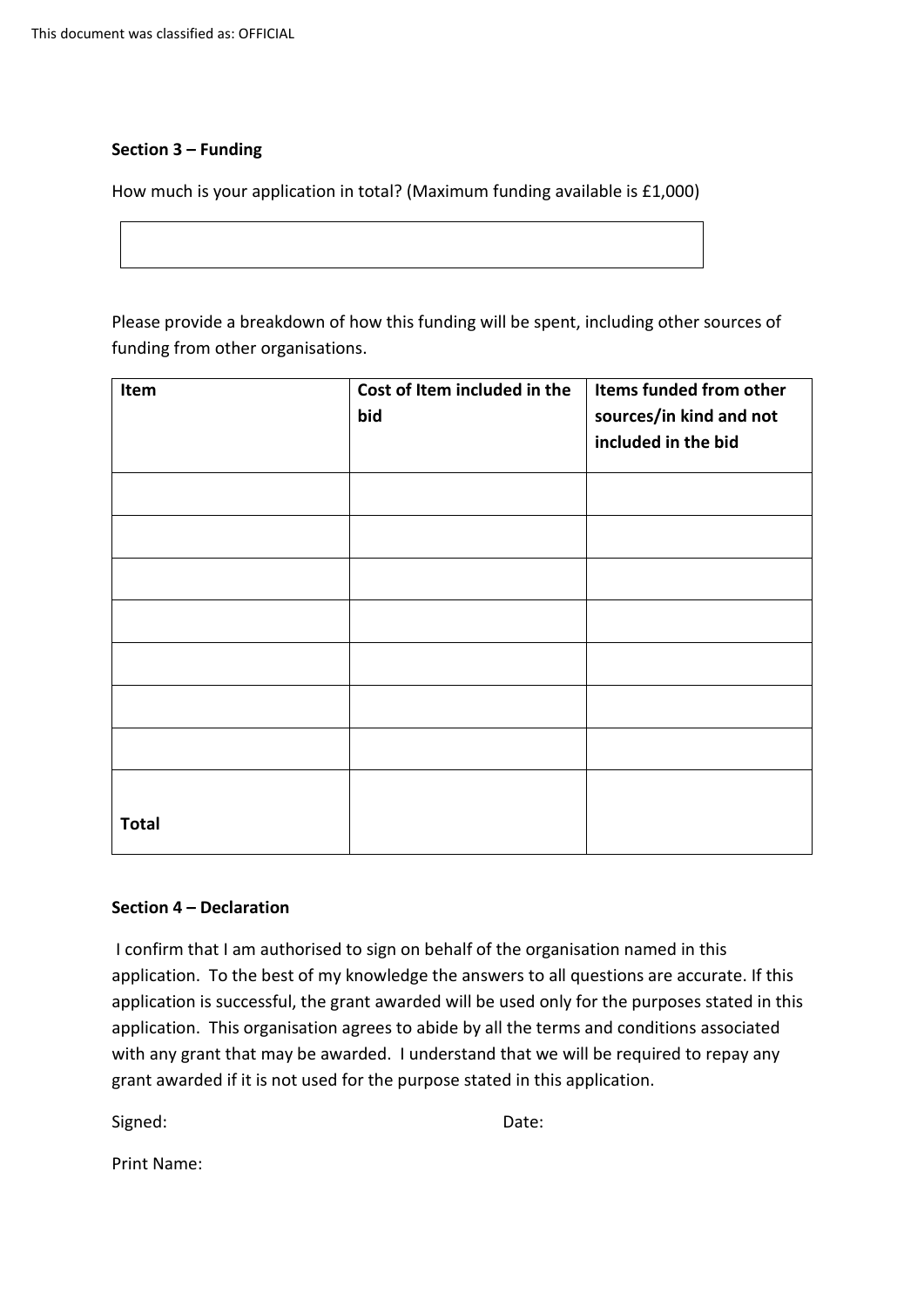This document was classified as: OFFICIAL

**Section 3 – Funding**

How much is your application in total? (Maximum funding available is £1,000)

| |
|---|
| |

Please provide a breakdown of how this funding will be spent, including other sources of funding from other organisations.

| Item | Cost of Item included in the bid | Items funded from other sources/in kind and not included in the bid |
|---|---|---|
| | | |
| | | |
| | | |
| | | |
| | | |
| | | |
| | | |
| Total | | |

**Section 4 – Declaration**

I confirm that I am authorised to sign on behalf of the organisation named in this application. To the best of my knowledge the answers to all questions are accurate. If this application is successful, the grant awarded will be used only for the purposes stated in this application. This organisation agrees to abide by all the terms and conditions associated with any grant that may be awarded. I understand that we will be required to repay any grant awarded if it is not used for the purpose stated in this application.

Signed: Date:

Print Name: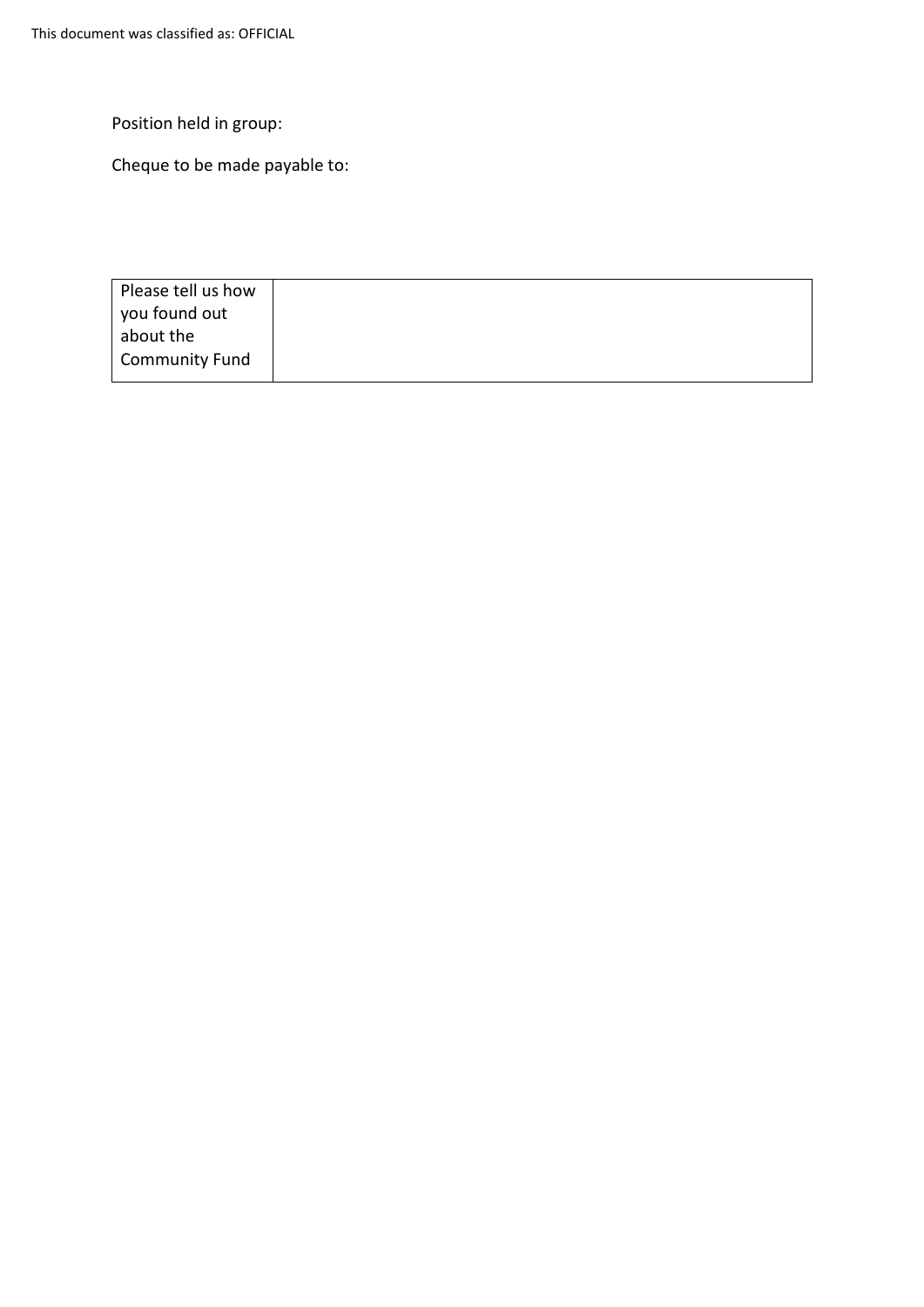Position held in group:

Cheque to be made payable to:

| Please tell us how you found out about the Community Fund | |
|---|---|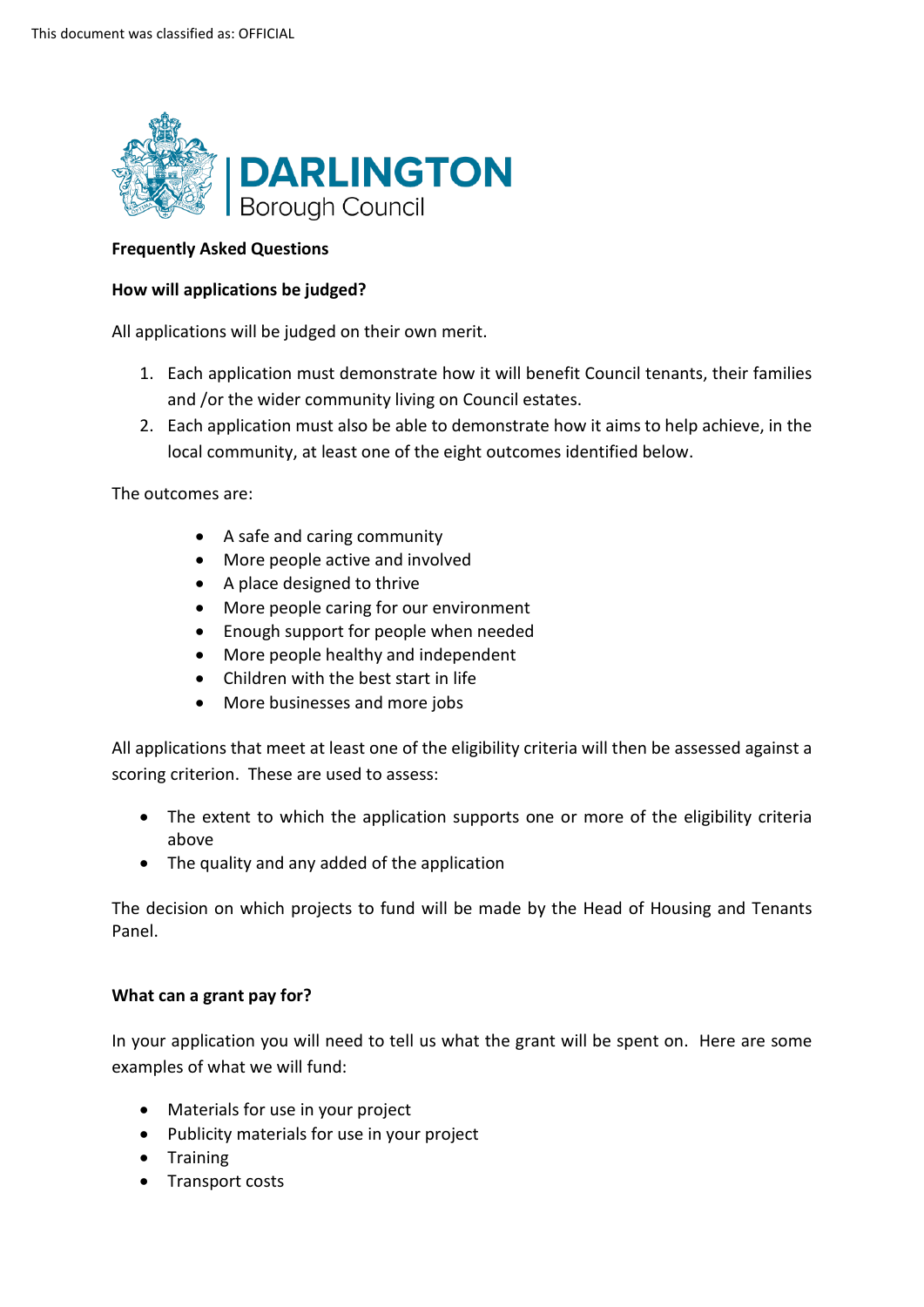**Frequently Asked Questions**

**How will applications be judged?**

All applications will be judged on their own merit.

1. Each application must demonstrate how it will benefit Council tenants, their families and /or the wider community living on Council estates.
2. Each application must also be able to demonstrate how it aims to help achieve, in the local community, at least one of the eight outcomes identified below.

The outcomes are:

- A safe and caring community
- More people active and involved
- A place designed to thrive
- More people caring for our environment
- Enough support for people when needed
- More people healthy and independent
- Children with the best start in life
- More businesses and more jobs

All applications that meet at least one of the eligibility criteria will then be assessed against a scoring criterion. These are used to assess:

- The extent to which the application supports one or more of the eligibility criteria above
- The quality and any added of the application

The decision on which projects to fund will be made by the Head of Housing and Tenants Panel.

**What can a grant pay for?**

In your application you will need to tell us what the grant will be spent on. Here are some examples of what we will fund:

- Materials for use in your project
- Publicity materials for use in your project
- Training
- Transport costs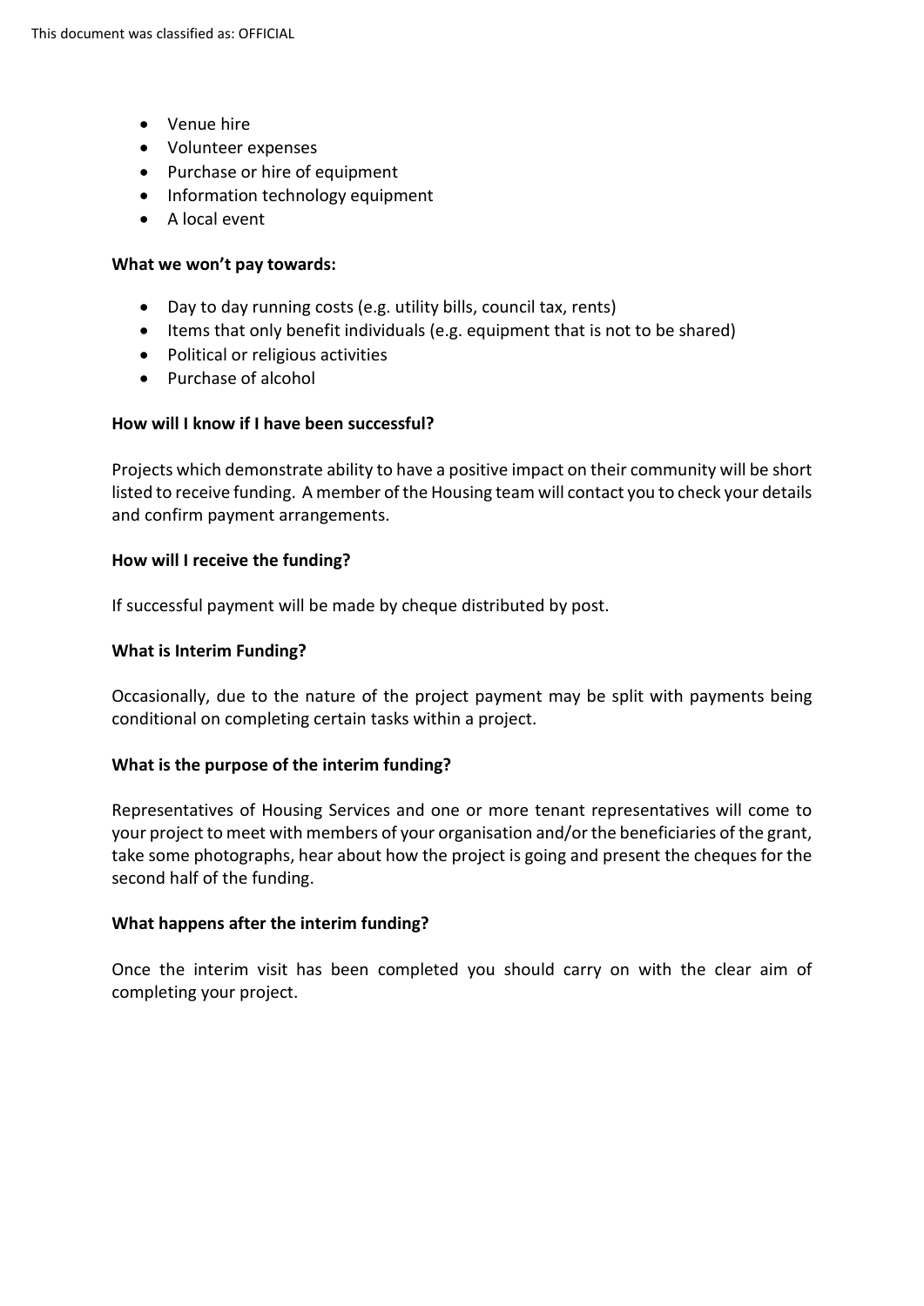- Venue hire
- Volunteer expenses
- Purchase or hire of equipment
- Information technology equipment
- A local event

**What we won't pay towards:**

- Day to day running costs (e.g. utility bills, council tax, rents)
- Items that only benefit individuals (e.g. equipment that is not to be shared)
- Political or religious activities
- Purchase of alcohol

**How will I know if I have been successful?**

Projects which demonstrate ability to have a positive impact on their community will be short listed to receive funding. A member of the Housing team will contact you to check your details and confirm payment arrangements.

**How will I receive the funding?**

If successful payment will be made by cheque distributed by post.

**What is Interim Funding?**

Occasionally, due to the nature of the project payment may be split with payments being conditional on completing certain tasks within a project.

**What is the purpose of the interim funding?**

Representatives of Housing Services and one or more tenant representatives will come to your project to meet with members of your organisation and/or the beneficiaries of the grant, take some photographs, hear about how the project is going and present the cheques for the second half of the funding.

**What happens after the interim funding?**

Once the interim visit has been completed you should carry on with the clear aim of completing your project.